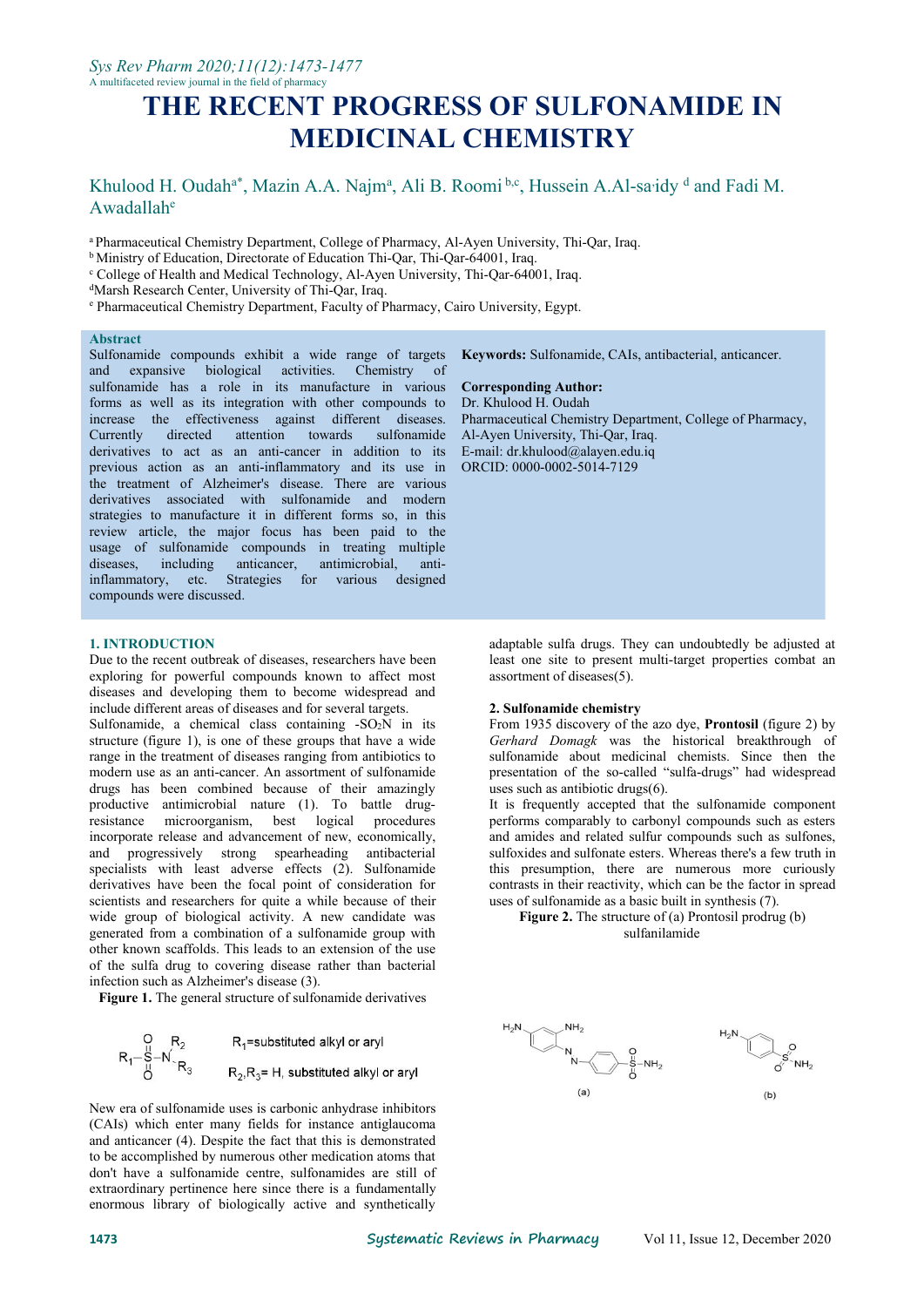# THE RECENT PROGRESS OF SULFONAMIDE IN MEDICINAL CHEMISTRY

Khulood H. Oudah[a*], Mazin A.A. Najm[a], Ali B. Roomi[b,c], Hussein A.Al-sa·idy[d] and Fadi M. Awadallah[e]

[a] Pharmaceutical Chemistry Department, College of Pharmacy, Al-Ayen University, Thi-Qar, Iraq.
[b] Ministry of Education, Directorate of Education Thi-Qar, Thi-Qar-64001, Iraq.
[c] College of Health and Medical Technology, Al-Ayen University, Thi-Qar-64001, Iraq.
[d] Marsh Research Center, University of Thi-Qar, Iraq.
[e] Pharmaceutical Chemistry Department, Faculty of Pharmacy, Cairo University, Egypt.

**Abstract**

Sulfonamide compounds exhibit a wide range of targets and expansive biological activities. Chemistry of sulfonamide has a role in its manufacture in various forms as well as its integration with other compounds to increase the effectiveness against different diseases. Currently directed attention towards sulfonamide derivatives to act as an anti-cancer in addition to its previous action as an anti-inflammatory and its use in the treatment of Alzheimer's disease. There are various derivatives associated with sulfonamide and modern strategies to manufacture it in different forms so, in this review article, the major focus has been paid to the usage of sulfonamide compounds in treating multiple diseases, including anticancer, antimicrobial, anti-inflammatory, etc. Strategies for various designed compounds were discussed.

**Keywords:** Sulfonamide, CAIs, antibacterial, anticancer.

**Corresponding Author:**
Dr. Khulood H. Oudah
Pharmaceutical Chemistry Department, College of Pharmacy, Al-Ayen University, Thi-Qar, Iraq.
E-mail: dr.khulood@alayen.edu.iq
ORCID: 0000-0002-5014-7129

## 1. INTRODUCTION

Due to the recent outbreak of diseases, researchers have been exploring for powerful compounds known to affect most diseases and developing them to become widespread and include different areas of diseases and for several targets.

Sulfonamide, a chemical class containing -$SO_2N$ in its structure (figure 1), is one of these groups that have a wide range in the treatment of diseases ranging from antibiotics to modern use as an anti-cancer. An assortment of sulfonamide drugs has been combined because of their amazingly productive antimicrobial nature (1). To battle drug-resistance microorganism, best logical procedures incorporate release and advancement of new, economically, and progressively strong spearheading antibacterial specialists with least adverse effects (2). Sulfonamide derivatives have been the focal point of consideration for scientists and researchers for quite a while because of their wide group of biological activity. A new candidate was generated from a combination of a sulfonamide group with other known scaffolds. This leads to an extension of the use of the sulfa drug to covering disease rather than bacterial infection such as Alzheimer's disease (3).

**Figure 1.** The general structure of sulfonamide derivatives

$R_1$=substituted alkyl or aryl

$R_2$,$R_3$= H, substituted alkyl or aryl

New era of sulfonamide uses is carbonic anhydrase inhibitors (CAIs) which enter many fields for instance antiglaucoma and anticancer (4). Despite the fact that this is demonstrated to be accomplished by numerous other medication atoms that don't have a sulfonamide centre, sulfonamides are still of extraordinary pertinence here since there is a fundamentally enormous library of biologically active and synthetically adaptable sulfa drugs. They can undoubtedly be adjusted at least one site to present multi-target properties combat an assortment of diseases(5).

## 2. Sulfonamide chemistry

From 1935 discovery of the azo dye, **Prontosil** (figure 2) by *Gerhard Domagk* was the historical breakthrough of sulfonamide about medicinal chemists. Since then the presentation of the so-called "sulfa-drugs" had widespread uses such as antibiotic drugs(6).

It is frequently accepted that the sulfonamide component performs comparably to carbonyl compounds such as esters and amides and related sulfur compounds such as sulfones, sulfoxides and sulfonate esters. Whereas there's a few truth in this presumption, there are numerous more curiously contrasts in their reactivity, which can be the factor in spread uses of sulfonamide as a basic built in synthesis (7).

**Figure 2.** The structure of (a) Prontosil prodrug (b) sulfanilamide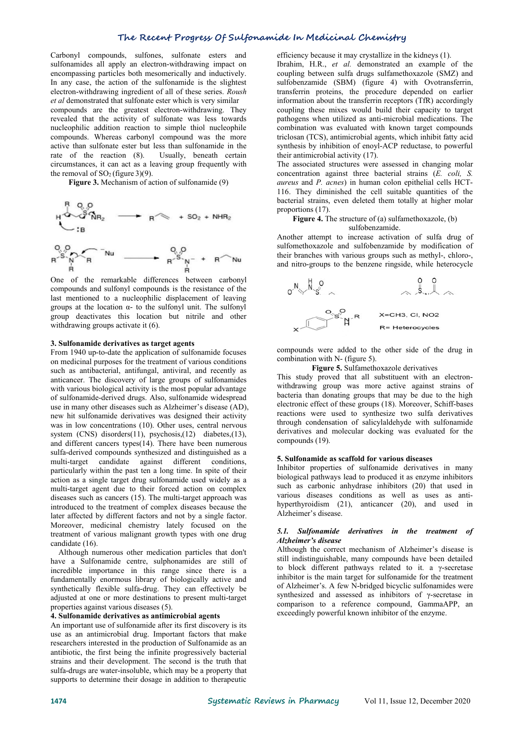Carbonyl compounds, sulfones, sulfonate esters and sulfonamides all apply an electron-withdrawing impact on encompassing particles both mesomerically and inductively. In any case, the action of the sulfonamide is the slightest electron-withdrawing ingredient of all of these series. *Roush et al* demonstrated that sulfonate ester which is very similar compounds are the greatest electron-withdrawing. They revealed that the activity of sulfonate was less towards nucleophilic addition reaction to simple thiol nucleophile compounds. Whereas carbonyl compound was the more active than sulfonate ester but less than sulfonamide in the rate of the reaction (8). Usually, beneath certain circumstances, it can act as a leaving group frequently with the removal of $SO_2$ (figure 3)(9).

**Figure 3.** Mechanism of action of sulfonamide (9)

One of the remarkable differences between carbonyl compounds and sulfonyl compounds is the resistance of the last mentioned to a nucleophilic displacement of leaving groups at the location α- to the sulfonyl unit. The sulfonyl group deactivates this location but nitrile and other withdrawing groups activate it (6).

## 3. Sulfonamide derivatives as target agents

From 1940 up-to-date the application of sulfonamide focuses on medicinal purposes for the treatment of various conditions such as antibacterial, antifungal, antiviral, and recently as anticancer. The discovery of large groups of sulfonamides with various biological activity is the most popular advantage of sulfonamide-derived drugs. Also, sulfonamide widespread use in many other diseases such as Alzheimer's disease (AD), new hit sulfonamide derivatives was designed their activity was in low concentrations (10). Other uses, central nervous system (CNS) disorders(11), psychosis,(12) diabetes,(13), and different cancers types(14). There have been numerous sulfa-derived compounds synthesized and distinguished as a multi-target candidate against different conditions, particularly within the past ten a long time. In spite of their action as a single target drug sulfonamide used widely as a multi-target agent due to their forced action on complex diseases such as cancers (15). The multi-target approach was introduced to the treatment of complex diseases because the later affected by different factors and not by a single factor. Moreover, medicinal chemistry lately focused on the treatment of various malignant growth types with one drug candidate (16).

Although numerous other medication particles that don't have a Sulfonamide centre, sulphonamides are still of incredible importance in this range since there is a fundamentally enormous library of biologically active and synthetically flexible sulfa-drug. They can effectively be adjusted at one or more destinations to present multi-target properties against various diseases (5).

## 4. Sulfonamide derivatives as antimicrobial agents

An important use of sulfonamide after its first discovery is its use as an antimicrobial drug. Important factors that make researchers interested in the production of Sulfonamide as an antibiotic, the first being the infinite progressively bacterial strains and their development. The second is the truth that sulfa-drugs are water-insoluble, which may be a property that supports to determine their dosage in addition to therapeutic efficiency because it may crystallize in the kidneys (1).

Ibrahim, H.R., *et al.* demonstrated an example of the coupling between sulfa drugs sulfamethoxazole (SMZ) and sulfobenzamide (SBM) (figure 4) with Ovotransferrin, transferrin proteins, the procedure depended on earlier information about the transferrin receptors (TfR) accordingly coupling these mixes would build their capacity to target pathogens when utilized as anti-microbial medications. The combination was evaluated with known target compounds triclosan (TCS), antimicrobial agents, which inhibit fatty acid synthesis by inhibition of enoyl-ACP reductase, to powerful their antimicrobial activity (17).

The associated structures were assessed in changing molar concentration against three bacterial strains (*E. coli, S. aureus* and *P. acnes*) in human colon epithelial cells HCT-116. They diminished the cell suitable quantities of the bacterial strains, even deleted them totally at higher molar proportions (17).

**Figure 4.** The structure of (a) sulfamethoxazole, (b) sulfobenzamide.

Another attempt to increase activation of sulfa drug of sulfomethoxazole and sulfobenzamide by modification of their branches with various groups such as methyl-, chloro-, and nitro-groups to the benzene ringside, while heterocycle compounds were added to the other side of the drug in combination with N- (figure 5).

**Figure 5.** Sulfamethoxazole derivatives

This study proved that all substituent with an electron-withdrawing group was more active against strains of bacteria than donating groups that may be due to the high electronic effect of these groups (18). Moreover, Schiff-bases reactions were used to synthesize two sulfa derivatives through condensation of salicylaldehyde with sulfonamide derivatives and molecular docking was evaluated for the compounds (19).

## 5. Sulfonamide as scaffold for various diseases

Inhibitor properties of sulfonamide derivatives in many biological pathways lead to produced it as enzyme inhibitors such as carbonic anhydrase inhibitors (20) that used in various diseases conditions as well as uses as anti-hyperthyroidism (21), anticancer (20), and used in Alzheimer's disease.

### *5.1. Sulfonamide derivatives in the treatment of Alzheimer's disease*

Although the correct mechanism of Alzheimer's disease is still indistinguishable, many compounds have been detailed to block different pathways related to it. A γ-secretase inhibitor is the main target for sulfonamide for the treatment of Alzheimer's. A few N-bridged bicyclic sulfonamides were synthesized and assessed as inhibitors of γ-secretase in comparison to a reference compound, GammaAPP, an exceedingly powerful known inhibitor of the enzyme.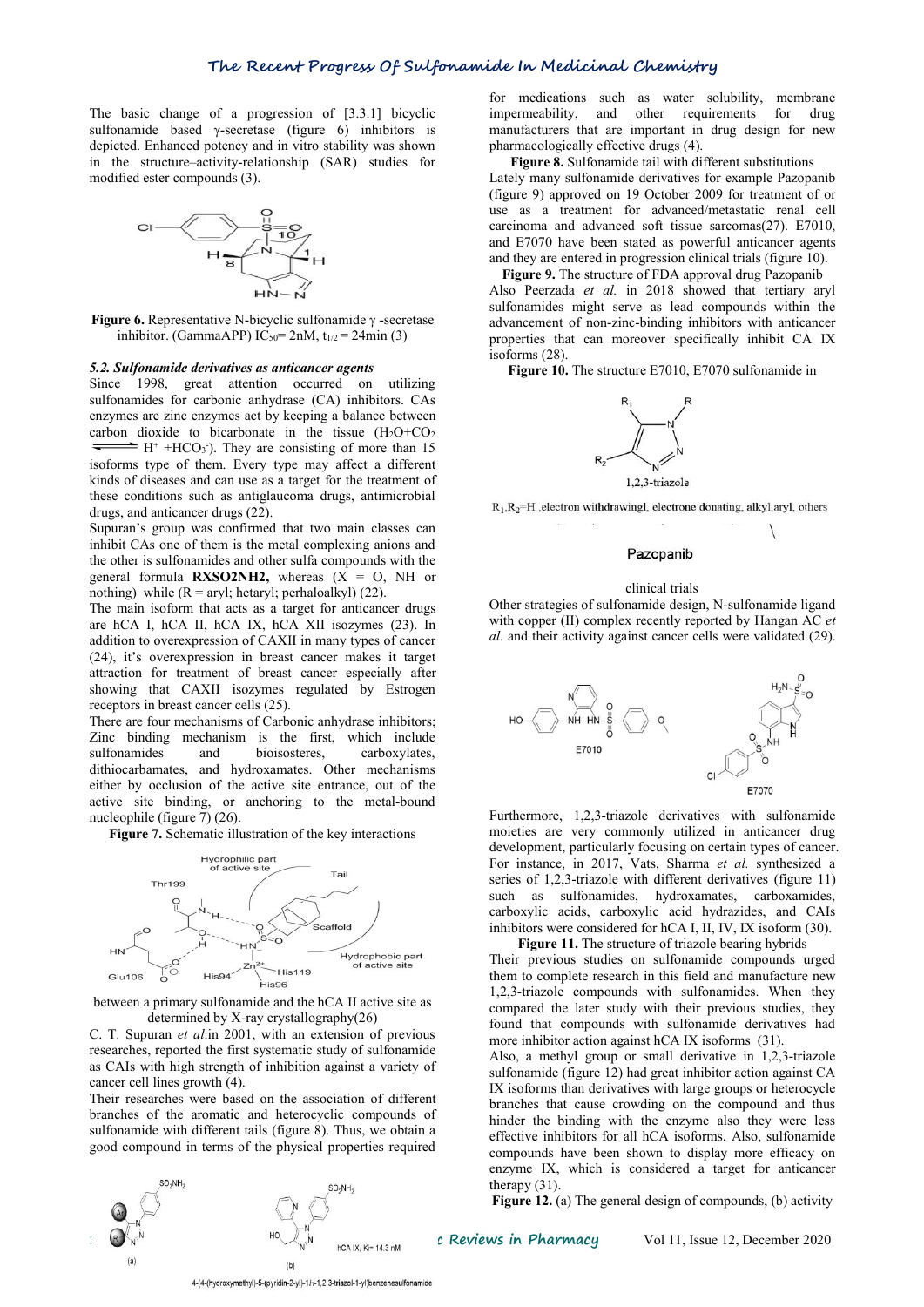The basic change of a progression of [3.3.1] bicyclic sulfonamide based γ-secretase (figure 6) inhibitors is depicted. Enhanced potency and in vitro stability was shown in the structure–activity-relationship (SAR) studies for modified ester compounds (3).

**Figure 6.** Representative N-bicyclic sulfonamide γ -secretase inhibitor. (GammaAPP) $IC_{50}$= 2nM, $t_{1/2}$ = 24min (3)

### *5.2. Sulfonamide derivatives as anticancer agents*

Since 1998, great attention occurred on utilizing sulfonamides for carbonic anhydrase (CA) inhibitors. CAs enzymes are zinc enzymes act by keeping a balance between carbon dioxide to bicarbonate in the tissue ($H_2O+CO_2 \rightleftharpoons H^+ + HCO_3^-$). They are consisting of more than 15 isoforms type of them. Every type may affect a different kinds of diseases and can use as a target for the treatment of these conditions such as antiglaucoma drugs, antimicrobial drugs, and anticancer drugs (22).

Supuran's group was confirmed that two main classes can inhibit CAs one of them is the metal complexing anions and the other is sulfonamides and other sulfa compounds with the general formula **$RXSO_2NH_2$,** whereas (X = O, NH or nothing) while (R = aryl; hetaryl; perhaloalkyl) (22).

The main isoform that acts as a target for anticancer drugs are hCA I, hCA II, hCA IX, hCA XII isozymes (23). In addition to overexpression of CAXII in many types of cancer (24), it's overexpression in breast cancer makes it target attraction for treatment of breast cancer especially after showing that CAXII isozymes regulated by Estrogen receptors in breast cancer cells (25).

There are four mechanisms of Carbonic anhydrase inhibitors; Zinc binding mechanism is the first, which include sulfonamides and bioisosteres, carboxylates, dithiocarbamates, and hydroxamates. Other mechanisms either by occlusion of the active site entrance, out of the active site binding, or anchoring to the metal-bound nucleophile (figure 7) (26).

**Figure 7.** Schematic illustration of the key interactions between a primary sulfonamide and the hCA II active site as determined by X-ray crystallography(26)

C. T. Supuran *et al.* in 2001, with an extension of previous researches, reported the first systematic study of sulfonamide as CAIs with high strength of inhibition against a variety of cancer cell lines growth (4).

Their researches were based on the association of different branches of the aromatic and heterocyclic compounds of sulfonamide with different tails (figure 8). Thus, we obtain a good compound in terms of the physical properties required for medications such as water solubility, membrane impermeability, and other requirements for drug manufacturers that are important in drug design for new pharmacologically effective drugs (4).

**Figure 8.** Sulfonamide tail with different substitutions

Lately many sulfonamide derivatives for example Pazopanib (figure 9) approved on 19 October 2009 for treatment of or use as a treatment for advanced/metastatic renal cell carcinoma and advanced soft tissue sarcomas(27). E7010, and E7070 have been stated as powerful anticancer agents and they are entered in progression clinical trials (figure 10).

**Figure 9.** The structure of FDA approval drug Pazopanib

Also Peerzada *et al.* in 2018 showed that tertiary aryl sulfonamides might serve as lead compounds within the advancement of non-zinc-binding inhibitors with anticancer properties that can moreover specifically inhibit CA IX isoforms (28).

**Figure 10.** The structure E7010, E7070 sulfonamide in clinical trials

Other strategies of sulfonamide design, N-sulfonamide ligand with copper (II) complex recently reported by Hangan AC *et al.* and their activity against cancer cells were validated (29).

Furthermore, 1,2,3-triazole derivatives with sulfonamide moieties are very commonly utilized in anticancer drug development, particularly focusing on certain types of cancer. For instance, in 2017, Vats, Sharma *et al.* synthesized a series of 1,2,3-triazole with different derivatives (figure 11) such as sulfonamides, hydroxamates, carboxamides, carboxylic acids, carboxylic acid hydrazides, and CAIs inhibitors were considered for hCA I, II, IV, IX isoform (30).

**Figure 11.** The structure of triazole bearing hybrids

$R_1,R_2$=H ,electron withdrawingl, electrone donating, alkyl,aryl, others

Their previous studies on sulfonamide compounds urged them to complete research in this field and manufacture new 1,2,3-triazole compounds with sulfonamides. When they compared the later study with their previous studies, they found that compounds with sulfonamide derivatives had more inhibitor action against hCA IX isoforms (31).

Also, a methyl group or small derivative in 1,2,3-triazole sulfonamide (figure 12) had great inhibitor action against CA IX isoforms than derivatives with large groups or heterocycle branches that cause crowding on the compound and thus hinder the binding with the enzyme also they were less effective inhibitors for all hCA isoforms. Also, sulfonamide compounds have been shown to display more efficacy on enzyme IX, which is considered a target for anticancer therapy (31).

**Figure 12.** (a) The general design of compounds, (b) activity

hCA IX, Ki= 14.3 nM

4-(4-(hydroxymethyl)-5-(pyridin-2-yl)-1*H*-1,2,3-triazol-1-yl)benzenesulfonamide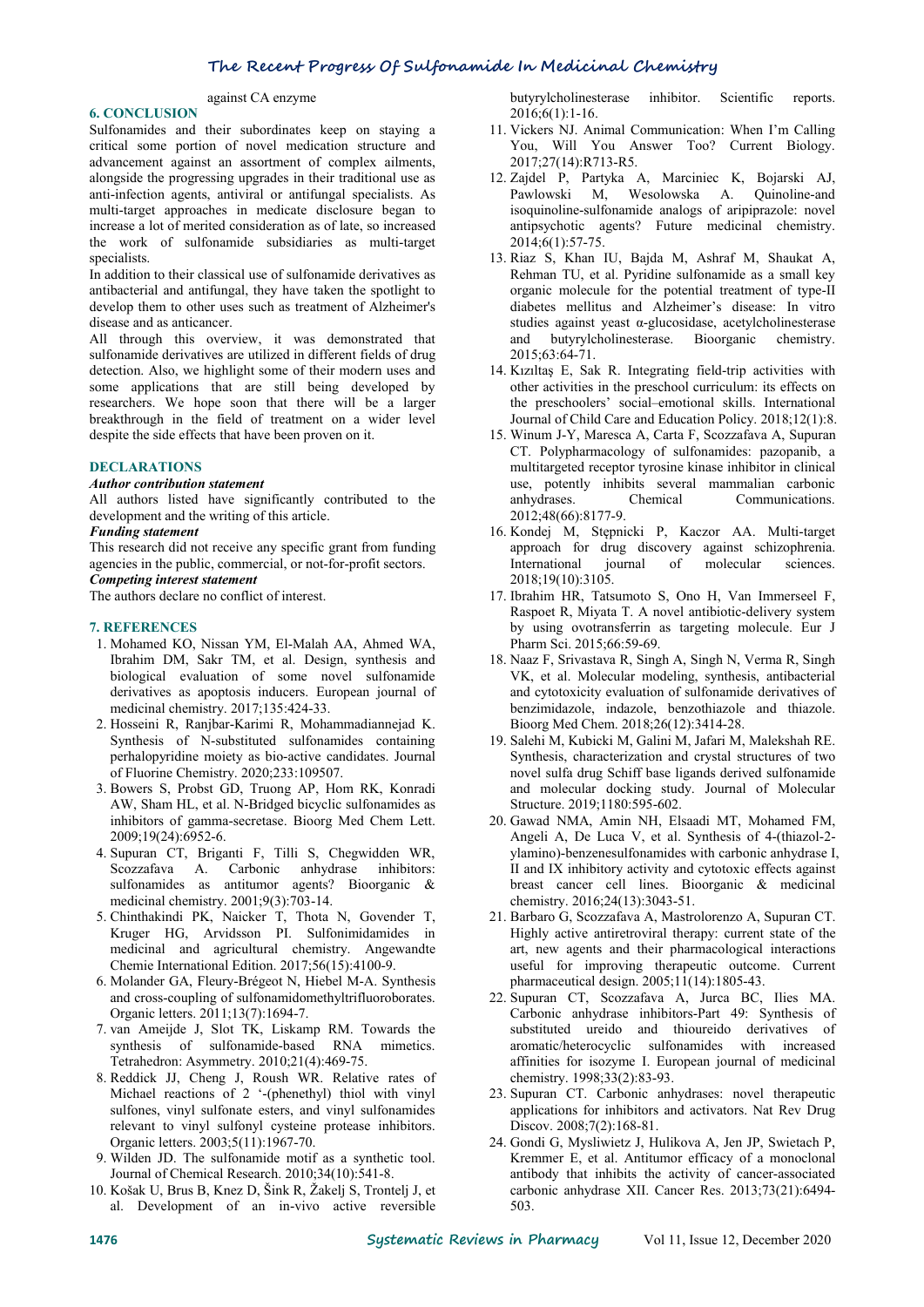against CA enzyme

## 6. CONCLUSION

Sulfonamides and their subordinates keep on staying a critical some portion of novel medication structure and advancement against an assortment of complex ailments, alongside the progressing upgrades in their traditional use as anti-infection agents, antiviral or antifungal specialists. As multi-target approaches in medicate disclosure began to increase a lot of merited consideration as of late, so increased the work of sulfonamide subsidiaries as multi-target specialists.

In addition to their classical use of sulfonamide derivatives as antibacterial and antifungal, they have taken the spotlight to develop them to other uses such as treatment of Alzheimer's disease and as anticancer.

All through this overview, it was demonstrated that sulfonamide derivatives are utilized in different fields of drug detection. Also, we highlight some of their modern uses and some applications that are still being developed by researchers. We hope soon that there will be a larger breakthrough in the field of treatment on a wider level despite the side effects that have been proven on it.

## DECLARATIONS

***Author contribution statement***

All authors listed have significantly contributed to the development and the writing of this article.

***Funding statement***

This research did not receive any specific grant from funding agencies in the public, commercial, or not-for-profit sectors.

***Competing interest statement***

The authors declare no conflict of interest.

## 7. REFERENCES

1. Mohamed KO, Nissan YM, El-Malah AA, Ahmed WA, Ibrahim DM, Sakr TM, et al. Design, synthesis and biological evaluation of some novel sulfonamide derivatives as apoptosis inducers. European journal of medicinal chemistry. 2017;135:424-33.
2. Hosseini R, Ranjbar-Karimi R, Mohammadiannejad K. Synthesis of N-substituted sulfonamides containing perhalopyridine moiety as bio-active candidates. Journal of Fluorine Chemistry. 2020;233:109507.
3. Bowers S, Probst GD, Truong AP, Hom RK, Konradi AW, Sham HL, et al. N-Bridged bicyclic sulfonamides as inhibitors of gamma-secretase. Bioorg Med Chem Lett. 2009;19(24):6952-6.
4. Supuran CT, Briganti F, Tilli S, Chegwidden WR, Scozzafava A. Carbonic anhydrase inhibitors: sulfonamides as antitumor agents? Bioorganic & medicinal chemistry. 2001;9(3):703-14.
5. Chinthakindi PK, Naicker T, Thota N, Govender T, Kruger HG, Arvidsson PI. Sulfonimidamides in medicinal and agricultural chemistry. Angewandte Chemie International Edition. 2017;56(15):4100-9.
6. Molander GA, Fleury-Brégeot N, Hiebel M-A. Synthesis and cross-coupling of sulfonamidomethyltrifluoroborates. Organic letters. 2011;13(7):1694-7.
7. van Ameijde J, Slot TK, Liskamp RM. Towards the synthesis of sulfonamide-based RNA mimetics. Tetrahedron: Asymmetry. 2010;21(4):469-75.
8. Reddick JJ, Cheng J, Roush WR. Relative rates of Michael reactions of 2 '-(phenethyl) thiol with vinyl sulfones, vinyl sulfonate esters, and vinyl sulfonamides relevant to vinyl sulfonyl cysteine protease inhibitors. Organic letters. 2003;5(11):1967-70.
9. Wilden JD. The sulfonamide motif as a synthetic tool. Journal of Chemical Research. 2010;34(10):541-8.
10. Košak U, Brus B, Knez D, Šink R, Žakelj S, Trontelj J, et al. Development of an in-vivo active reversible butyrylcholinesterase inhibitor. Scientific reports. 2016;6(1):1-16.
11. Vickers NJ. Animal Communication: When I'm Calling You, Will You Answer Too? Current Biology. 2017;27(14):R713-R5.
12. Zajdel P, Partyka A, Marciniec K, Bojarski AJ, Pawlowski M, Wesolowska A. Quinoline-and isoquinoline-sulfonamide analogs of aripiprazole: novel antipsychotic agents? Future medicinal chemistry. 2014;6(1):57-75.
13. Riaz S, Khan IU, Bajda M, Ashraf M, Shaukat A, Rehman TU, et al. Pyridine sulfonamide as a small key organic molecule for the potential treatment of type-II diabetes mellitus and Alzheimer's disease: In vitro studies against yeast α-glucosidase, acetylcholinesterase and butyrylcholinesterase. Bioorganic chemistry. 2015;63:64-71.
14. Kızıltaş E, Sak R. Integrating field-trip activities with other activities in the preschool curriculum: its effects on the preschoolers' social–emotional skills. International Journal of Child Care and Education Policy. 2018;12(1):8.
15. Winum J-Y, Maresca A, Carta F, Scozzafava A, Supuran CT. Polypharmacology of sulfonamides: pazopanib, a multitargeted receptor tyrosine kinase inhibitor in clinical use, potently inhibits several mammalian carbonic anhydrases. Chemical Communications. 2012;48(66):8177-9.
16. Kondej M, Stępnicki P, Kaczor AA. Multi-target approach for drug discovery against schizophrenia. International journal of molecular sciences. 2018;19(10):3105.
17. Ibrahim HR, Tatsumoto S, Ono H, Van Immerseel F, Raspoet R, Miyata T. A novel antibiotic-delivery system by using ovotransferrin as targeting molecule. Eur J Pharm Sci. 2015;66:59-69.
18. Naaz F, Srivastava R, Singh A, Singh N, Verma R, Singh VK, et al. Molecular modeling, synthesis, antibacterial and cytotoxicity evaluation of sulfonamide derivatives of benzimidazole, indazole, benzothiazole and thiazole. Bioorg Med Chem. 2018;26(12):3414-28.
19. Salehi M, Kubicki M, Galini M, Jafari M, Malekshah RE. Synthesis, characterization and crystal structures of two novel sulfa drug Schiff base ligands derived sulfonamide and molecular docking study. Journal of Molecular Structure. 2019;1180:595-602.
20. Gawad NMA, Amin NH, Elsaadi MT, Mohamed FM, Angeli A, De Luca V, et al. Synthesis of 4-(thiazol-2-ylamino)-benzenesulfonamides with carbonic anhydrase I, II and IX inhibitory activity and cytotoxic effects against breast cancer cell lines. Bioorganic & medicinal chemistry. 2016;24(13):3043-51.
21. Barbaro G, Scozzafava A, Mastrolorenzo A, Supuran CT. Highly active antiretroviral therapy: current state of the art, new agents and their pharmacological interactions useful for improving therapeutic outcome. Current pharmaceutical design. 2005;11(14):1805-43.
22. Supuran CT, Scozzafava A, Jurca BC, Ilies MA. Carbonic anhydrase inhibitors-Part 49: Synthesis of substituted ureido and thioureido derivatives of aromatic/heterocyclic sulfonamides with increased affinities for isozyme I. European journal of medicinal chemistry. 1998;33(2):83-93.
23. Supuran CT. Carbonic anhydrases: novel therapeutic applications for inhibitors and activators. Nat Rev Drug Discov. 2008;7(2):168-81.
24. Gondi G, Mysliwietz J, Hulikova A, Jen JP, Swietach P, Kremmer E, et al. Antitumor efficacy of a monoclonal antibody that inhibits the activity of cancer-associated carbonic anhydrase XII. Cancer Res. 2013;73(21):6494-503.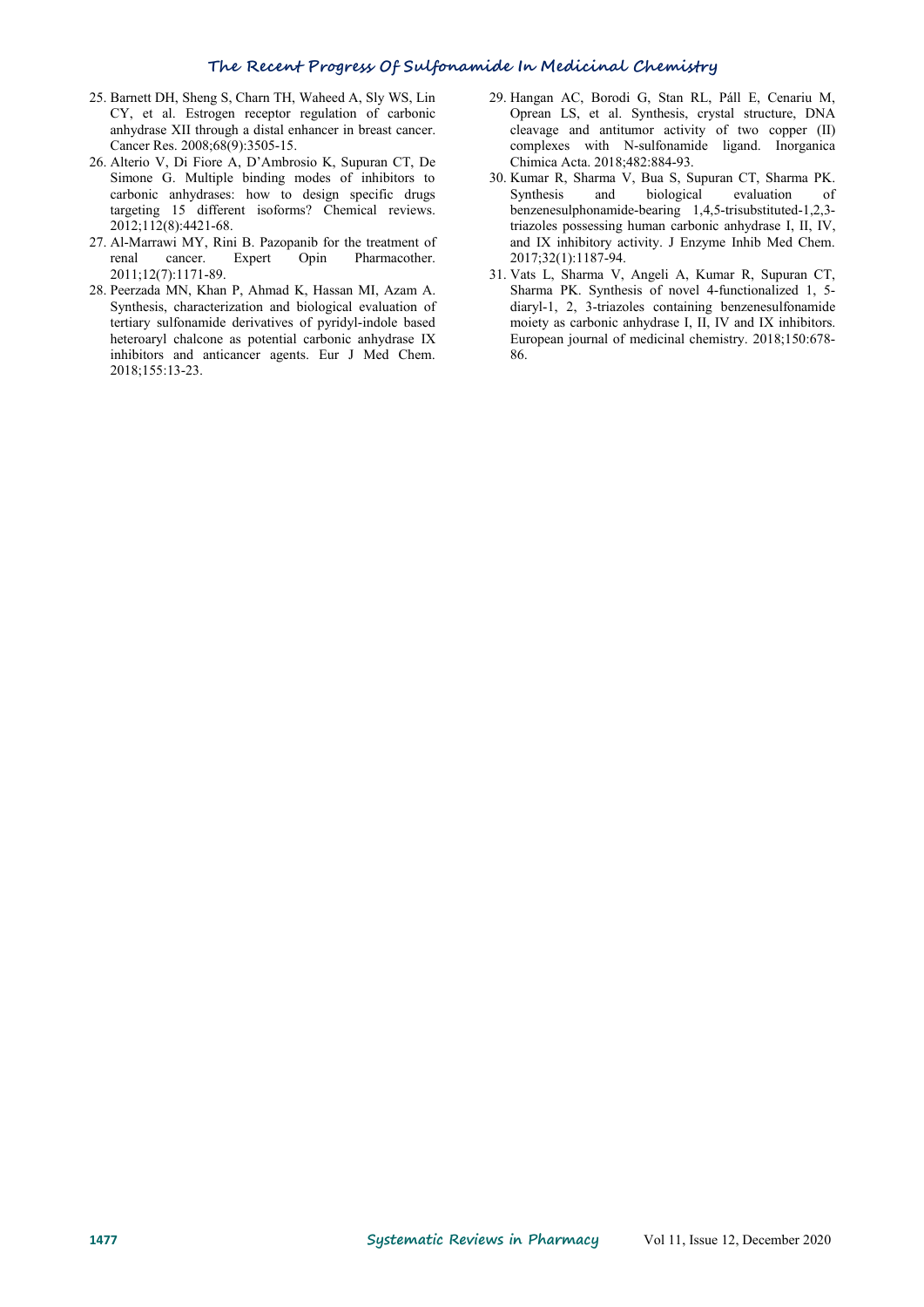25. Barnett DH, Sheng S, Charn TH, Waheed A, Sly WS, Lin CY, et al. Estrogen receptor regulation of carbonic anhydrase XII through a distal enhancer in breast cancer. Cancer Res. 2008;68(9):3505-15.
26. Alterio V, Di Fiore A, D'Ambrosio K, Supuran CT, De Simone G. Multiple binding modes of inhibitors to carbonic anhydrases: how to design specific drugs targeting 15 different isoforms? Chemical reviews. 2012;112(8):4421-68.
27. Al-Marrawi MY, Rini B. Pazopanib for the treatment of renal cancer. Expert Opin Pharmacother. 2011;12(7):1171-89.
28. Peerzada MN, Khan P, Ahmad K, Hassan MI, Azam A. Synthesis, characterization and biological evaluation of tertiary sulfonamide derivatives of pyridyl-indole based heteroaryl chalcone as potential carbonic anhydrase IX inhibitors and anticancer agents. Eur J Med Chem. 2018;155:13-23.
29. Hangan AC, Borodi G, Stan RL, Páll E, Cenariu M, Oprean LS, et al. Synthesis, crystal structure, DNA cleavage and antitumor activity of two copper (II) complexes with N-sulfonamide ligand. Inorganica Chimica Acta. 2018;482:884-93.
30. Kumar R, Sharma V, Bua S, Supuran CT, Sharma PK. Synthesis and biological evaluation of benzenesulphonamide-bearing 1,4,5-trisubstituted-1,2,3-triazoles possessing human carbonic anhydrase I, II, IV, and IX inhibitory activity. J Enzyme Inhib Med Chem. 2017;32(1):1187-94.
31. Vats L, Sharma V, Angeli A, Kumar R, Supuran CT, Sharma PK. Synthesis of novel 4-functionalized 1, 5-diaryl-1, 2, 3-triazoles containing benzenesulfonamide moiety as carbonic anhydrase I, II, IV and IX inhibitors. European journal of medicinal chemistry. 2018;150:678-86.